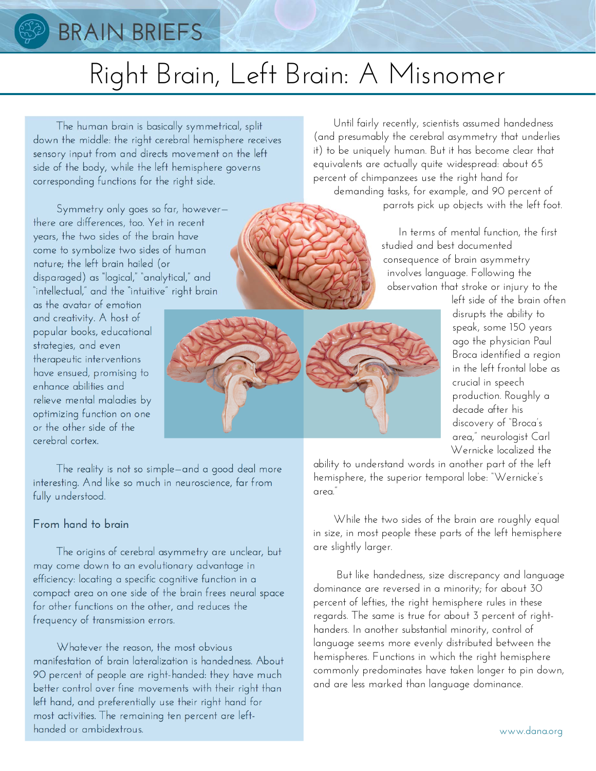# Right Brain, Left Brain: A Misnomer

The human brain is basically symmetrical, split down the middle: the right cerebral hemisphere receives sensory input from and directs movement on the left side of the body, while the left hemisphere governs corresponding functions for the right side.

Symmetry only goes so far, however—there are differences, too. Yet in recent years, the two sides of the brain have come to symbolize two sides of human nature; the left brain hailed (or disparaged) as "logical," "analytical," and "intellectual," and the "intuitive" right brain as the avatar of emotion and creativity. A host of popular books, educational strategies, and even therapeutic interventions have ensued, promising to enhance abilities and relieve mental maladies by optimizing function on one or the other side of the cerebral cortex.

The reality is not so simple—and a good deal more interesting. And like so much in neuroscience, far from fully understood.

## From hand to brain

The origins of cerebral asymmetry are unclear, but may come down to an evolutionary advantage in efficiency: locating a specific cognitive function in a compact area on one side of the brain frees neural space for other functions on the other, and reduces the frequency of transmission errors.

Whatever the reason, the most obvious manifestation of brain lateralization is handedness. About 90 percent of people are right-handed: they have much better control over fine movements with their right than left hand, and preferentially use their right hand for most activities. The remaining ten percent are left-handed or ambidextrous.

Until fairly recently, scientists assumed handedness (and presumably the cerebral asymmetry that underlies it) to be uniquely human. But it has become clear that equivalents are actually quite widespread: about 65 percent of chimpanzees use the right hand for demanding tasks, for example, and 90 percent of parrots pick up objects with the left foot.

In terms of mental function, the first studied and best documented consequence of brain asymmetry involves language. Following the observation that stroke or injury to the left side of the brain often disrupts the ability to speak, some 150 years ago the physician Paul Broca identified a region in the left frontal lobe as crucial in speech production. Roughly a decade after his discovery of "Broca's area," neurologist Carl Wernicke localized the ability to understand words in another part of the left hemisphere, the superior temporal lobe: "Wernicke's area."

While the two sides of the brain are roughly equal in size, in most people these parts of the left hemisphere are slightly larger.

But like handedness, size discrepancy and language dominance are reversed in a minority; for about 30 percent of lefties, the right hemisphere rules in these regards. The same is true for about 3 percent of right-handers. In another substantial minority, control of language seems more evenly distributed between the hemispheres. Functions in which the right hemisphere commonly predominates have taken longer to pin down, and are less marked than language dominance.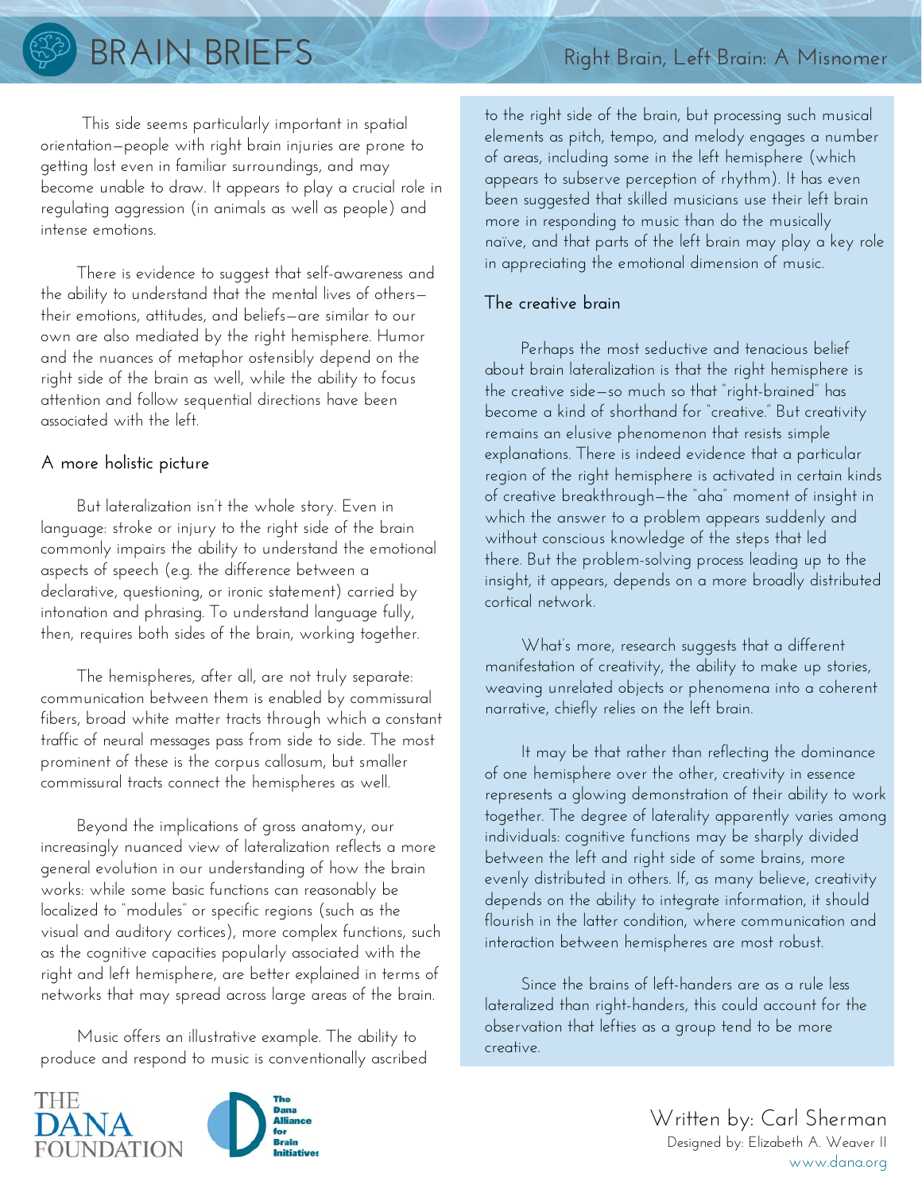This side seems particularly important in spatial orientation—people with right brain injuries are prone to getting lost even in familiar surroundings, and may become unable to draw. It appears to play a crucial role in regulating aggression (in animals as well as people) and intense emotions.

There is evidence to suggest that self-awareness and the ability to understand that the mental lives of others—their emotions, attitudes, and beliefs—are similar to our own are also mediated by the right hemisphere. Humor and the nuances of metaphor ostensibly depend on the right side of the brain as well, while the ability to focus attention and follow sequential directions have been associated with the left.

## A more holistic picture

But lateralization isn't the whole story. Even in language: stroke or injury to the right side of the brain commonly impairs the ability to understand the emotional aspects of speech (e.g. the difference between a declarative, questioning, or ironic statement) carried by intonation and phrasing. To understand language fully, then, requires both sides of the brain, working together.

The hemispheres, after all, are not truly separate: communication between them is enabled by commissural fibers, broad white matter tracts through which a constant traffic of neural messages pass from side to side. The most prominent of these is the corpus callosum, but smaller commissural tracts connect the hemispheres as well.

Beyond the implications of gross anatomy, our increasingly nuanced view of lateralization reflects a more general evolution in our understanding of how the brain works: while some basic functions can reasonably be localized to "modules" or specific regions (such as the visual and auditory cortices), more complex functions, such as the cognitive capacities popularly associated with the right and left hemisphere, are better explained in terms of networks that may spread across large areas of the brain.

Music offers an illustrative example. The ability to produce and respond to music is conventionally ascribed to the right side of the brain, but processing such musical elements as pitch, tempo, and melody engages a number of areas, including some in the left hemisphere (which appears to subserve perception of rhythm). It has even been suggested that skilled musicians use their left brain more in responding to music than do the musically naïve, and that parts of the left brain may play a key role in appreciating the emotional dimension of music.

## The creative brain

Perhaps the most seductive and tenacious belief about brain lateralization is that the right hemisphere is the creative side—so much so that "right-brained" has become a kind of shorthand for "creative." But creativity remains an elusive phenomenon that resists simple explanations. There is indeed evidence that a particular region of the right hemisphere is activated in certain kinds of creative breakthrough—the "aha" moment of insight in which the answer to a problem appears suddenly and without conscious knowledge of the steps that led there. But the problem-solving process leading up to the insight, it appears, depends on a more broadly distributed cortical network.

What's more, research suggests that a different manifestation of creativity, the ability to make up stories, weaving unrelated objects or phenomena into a coherent narrative, chiefly relies on the left brain.

It may be that rather than reflecting the dominance of one hemisphere over the other, creativity in essence represents a glowing demonstration of their ability to work together. The degree of laterality apparently varies among individuals: cognitive functions may be sharply divided between the left and right side of some brains, more evenly distributed in others. If, as many believe, creativity depends on the ability to integrate information, it should flourish in the latter condition, where communication and interaction between hemispheres are most robust.

Since the brains of left-handers are as a rule less lateralized than right-handers, this could account for the observation that lefties as a group tend to be more creative.

Written by: Carl Sherman

Designed by: Elizabeth A. Weaver II

www.dana.org